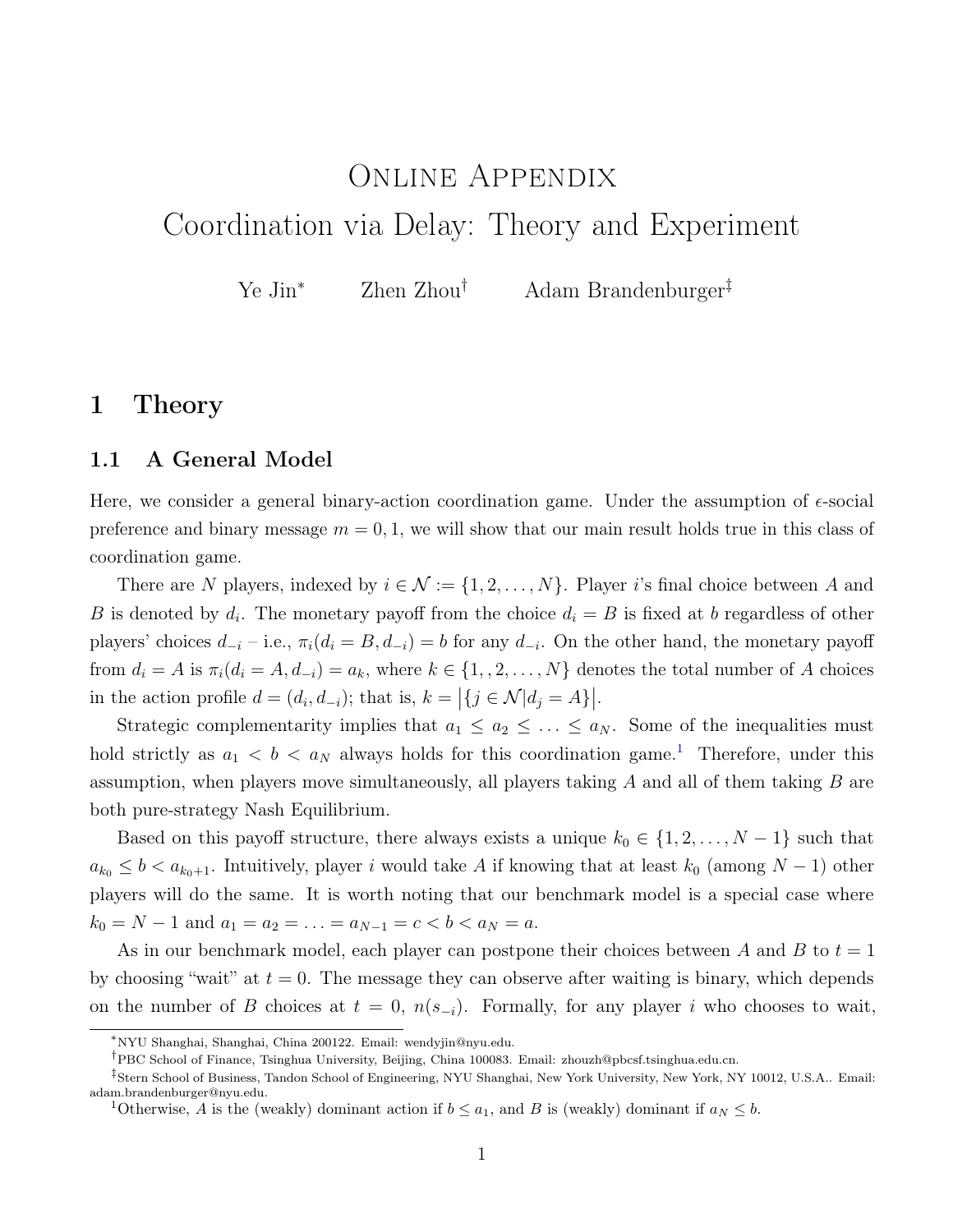# Online Appendix
# Coordination via Delay: Theory and Experiment

Ye Jin[*] Zhen Zhou[†] Adam Brandenburger[‡]

## 1 Theory

### 1.1 A General Model

Here, we consider a general binary-action coordination game. Under the assumption of $\epsilon$-social preference and binary message $m = 0, 1$, we will show that our main result holds true in this class of coordination game.

There are $N$ players, indexed by $i \in \mathcal{N} := \{1, 2, \ldots, N\}$. Player $i$'s final choice between $A$ and $B$ is denoted by $d_i$. The monetary payoff from the choice $d_i = B$ is fixed at $b$ regardless of other players' choices $d_{-i}$ – i.e., $\pi_i(d_i = B, d_{-i}) = b$ for any $d_{-i}$. On the other hand, the monetary payoff from $d_i = A$ is $\pi_i(d_i = A, d_{-i}) = a_k$, where $k \in \{1, , 2, \ldots, N\}$ denotes the total number of $A$ choices in the action profile $d = (d_i, d_{-i})$; that is, $k = \big|\{j \in \mathcal{N} | d_j = A\}\big|$.

Strategic complementarity implies that $a_1 \leq a_2 \leq \ldots \leq a_N$. Some of the inequalities must hold strictly as $a_1 < b < a_N$ always holds for this coordination game.[1] Therefore, under this assumption, when players move simultaneously, all players taking $A$ and all of them taking $B$ are both pure-strategy Nash Equilibrium.

Based on this payoff structure, there always exists a unique $k_0 \in \{1, 2, \ldots, N-1\}$ such that $a_{k_0} \leq b < a_{k_0+1}$. Intuitively, player $i$ would take $A$ if knowing that at least $k_0$ (among $N-1$) other players will do the same. It is worth noting that our benchmark model is a special case where $k_0 = N-1$ and $a_1 = a_2 = \ldots = a_{N-1} = c < b < a_N = a$.

As in our benchmark model, each player can postpone their choices between $A$ and $B$ to $t = 1$ by choosing "wait" at $t = 0$. The message they can observe after waiting is binary, which depends on the number of $B$ choices at $t = 0$, $n(s_{-i})$. Formally, for any player $i$ who chooses to wait,

---

[*] NYU Shanghai, Shanghai, China 200122. Email: wendyjin@nyu.edu.

[†] PBC School of Finance, Tsinghua University, Beijing, China 100083. Email: zhouzh@pbcsf.tsinghua.edu.cn.

[‡] Stern School of Business, Tandon School of Engineering, NYU Shanghai, New York University, New York, NY 10012, U.S.A.. Email: adam.brandenburger@nyu.edu.

[1] Otherwise, $A$ is the (weakly) dominant action if $b \leq a_1$, and $B$ is (weakly) dominant if $a_N \leq b$.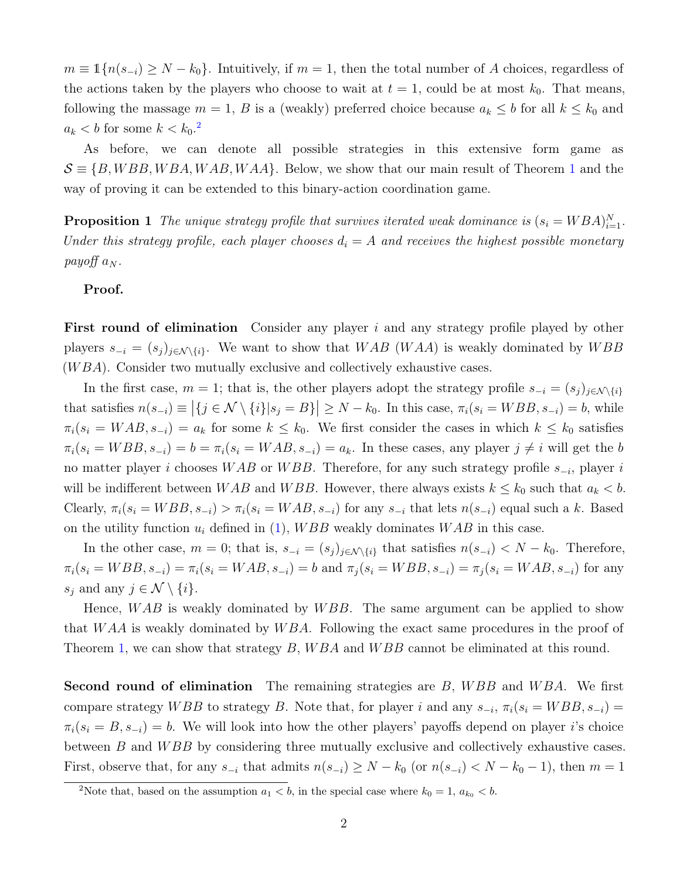$m \equiv \mathbb{1}\{n(s_{-i}) \geq N - k_0\}$. Intuitively, if $m = 1$, then the total number of $A$ choices, regardless of the actions taken by the players who choose to wait at $t = 1$, could be at most $k_0$. That means, following the massage $m = 1$, $B$ is a (weakly) preferred choice because $a_k \leq b$ for all $k \leq k_0$ and $a_k < b$ for some $k < k_0$.[2]

As before, we can denote all possible strategies in this extensive form game as $\mathcal{S} \equiv \{B, WBB, WBA, WAB, WAA\}$. Below, we show that our main result of Theorem 1 and the way of proving it can be extended to this binary-action coordination game.

**Proposition 1** *The unique strategy profile that survives iterated weak dominance is $(s_i = WBA)_{i=1}^{N}$. Under this strategy profile, each player chooses $d_i = A$ and receives the highest possible monetary payoff $a_N$.*

**Proof.**

**First round of elimination** Consider any player $i$ and any strategy profile played by other players $s_{-i} = (s_j)_{j \in \mathcal{N} \setminus \{i\}}$. We want to show that $WAB$ ($WAA$) is weakly dominated by $WBB$ ($WBA$). Consider two mutually exclusive and collectively exhaustive cases.

In the first case, $m = 1$; that is, the other players adopt the strategy profile $s_{-i} = (s_j)_{j \in \mathcal{N} \setminus \{i\}}$ that satisfies $n(s_{-i}) \equiv \left|\{j \in \mathcal{N} \setminus \{i\} | s_j = B\}\right| \geq N - k_0$. In this case, $\pi_i(s_i = WBB, s_{-i}) = b$, while $\pi_i(s_i = WAB, s_{-i}) = a_k$ for some $k \leq k_0$. We first consider the cases in which $k \leq k_0$ satisfies $\pi_i(s_i = WBB, s_{-i}) = b = \pi_i(s_i = WAB, s_{-i}) = a_k$. In these cases, any player $j \neq i$ will get the $b$ no matter player $i$ chooses $WAB$ or $WBB$. Therefore, for any such strategy profile $s_{-i}$, player $i$ will be indifferent between $WAB$ and $WBB$. However, there always exists $k \leq k_0$ such that $a_k < b$. Clearly, $\pi_i(s_i = WBB, s_{-i}) > \pi_i(s_i = WAB, s_{-i})$ for any $s_{-i}$ that lets $n(s_{-i})$ equal such a $k$. Based on the utility function $u_i$ defined in (1), $WBB$ weakly dominates $WAB$ in this case.

In the other case, $m = 0$; that is, $s_{-i} = (s_j)_{j \in \mathcal{N} \setminus \{i\}}$ that satisfies $n(s_{-i}) < N - k_0$. Therefore, $\pi_i(s_i = WBB, s_{-i}) = \pi_i(s_i = WAB, s_{-i}) = b$ and $\pi_j(s_i = WBB, s_{-i}) = \pi_j(s_i = WAB, s_{-i})$ for any $s_j$ and any $j \in \mathcal{N} \setminus \{i\}$.

Hence, $WAB$ is weakly dominated by $WBB$. The same argument can be applied to show that $WAA$ is weakly dominated by $WBA$. Following the exact same procedures in the proof of Theorem 1, we can show that strategy $B$, $WBA$ and $WBB$ cannot be eliminated at this round.

**Second round of elimination** The remaining strategies are $B$, $WBB$ and $WBA$. We first compare strategy $WBB$ to strategy $B$. Note that, for player $i$ and any $s_{-i}$, $\pi_i(s_i = WBB, s_{-i}) = \pi_i(s_i = B, s_{-i}) = b$. We will look into how the other players' payoffs depend on player $i$'s choice between $B$ and $WBB$ by considering three mutually exclusive and collectively exhaustive cases. First, observe that, for any $s_{-i}$ that admits $n(s_{-i}) \geq N - k_0$ (or $n(s_{-i}) < N - k_0 - 1$), then $m = 1$

[2] Note that, based on the assumption $a_1 < b$, in the special case where $k_0 = 1$, $a_{k_0} < b$.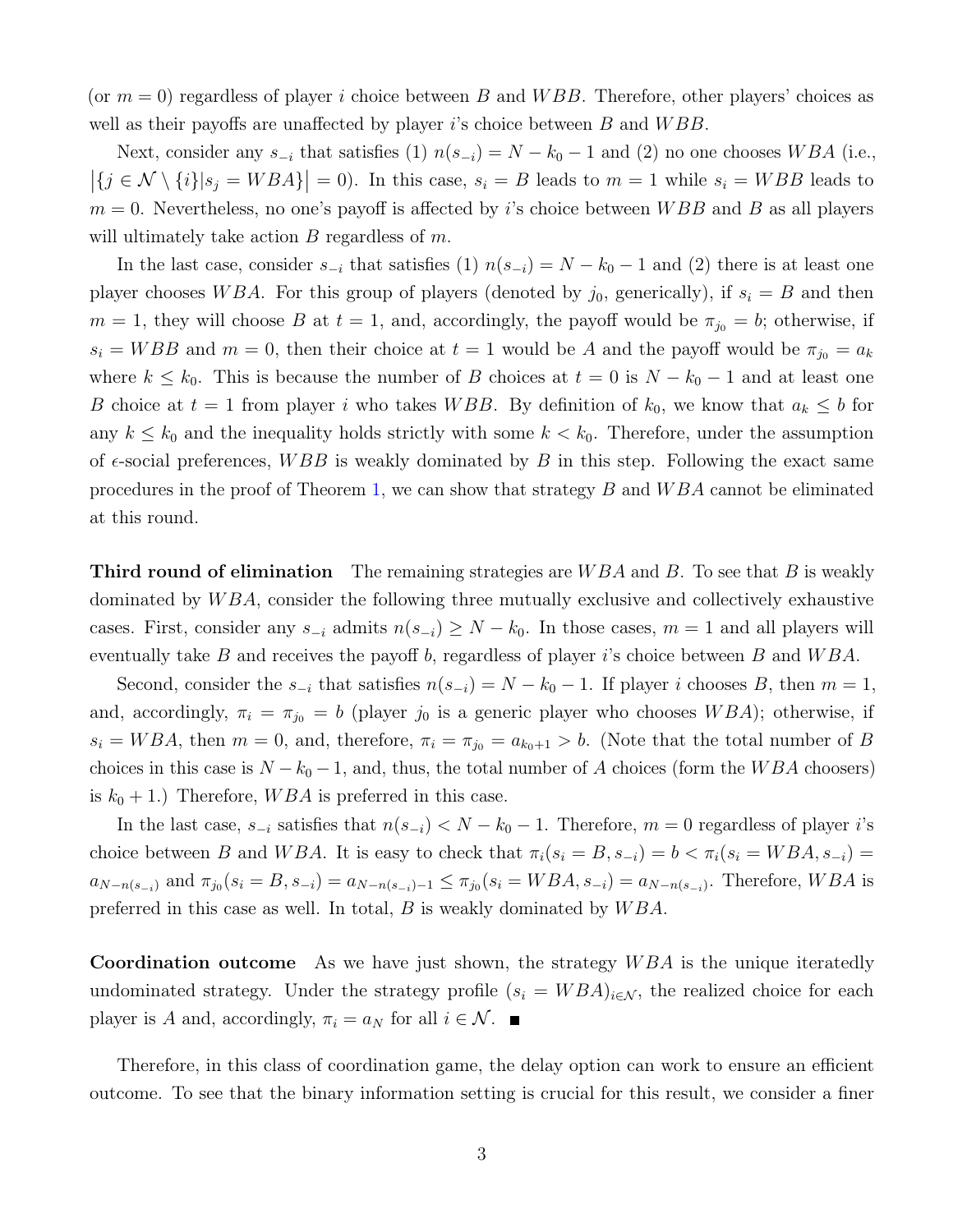(or $m = 0$) regardless of player $i$ choice between $B$ and $WBB$. Therefore, other players' choices as well as their payoffs are unaffected by player $i$'s choice between $B$ and $WBB$.

Next, consider any $s_{-i}$ that satisfies (1) $n(s_{-i}) = N - k_0 - 1$ and (2) no one chooses $WBA$ (i.e., $\left|\{j \in \mathcal{N} \setminus \{i\} | s_j = WBA\}\right| = 0$). In this case, $s_i = B$ leads to $m = 1$ while $s_i = WBB$ leads to $m = 0$. Nevertheless, no one's payoff is affected by $i$'s choice between $WBB$ and $B$ as all players will ultimately take action $B$ regardless of $m$.

In the last case, consider $s_{-i}$ that satisfies (1) $n(s_{-i}) = N - k_0 - 1$ and (2) there is at least one player chooses $WBA$. For this group of players (denoted by $j_0$, generically), if $s_i = B$ and then $m = 1$, they will choose $B$ at $t = 1$, and, accordingly, the payoff would be $\pi_{j_0} = b$; otherwise, if $s_i = WBB$ and $m = 0$, then their choice at $t = 1$ would be $A$ and the payoff would be $\pi_{j_0} = a_k$ where $k \leq k_0$. This is because the number of $B$ choices at $t = 0$ is $N - k_0 - 1$ and at least one $B$ choice at $t = 1$ from player $i$ who takes $WBB$. By definition of $k_0$, we know that $a_k \leq b$ for any $k \leq k_0$ and the inequality holds strictly with some $k < k_0$. Therefore, under the assumption of $\epsilon$-social preferences, $WBB$ is weakly dominated by $B$ in this step. Following the exact same procedures in the proof of Theorem 1, we can show that strategy $B$ and $WBA$ cannot be eliminated at this round.

**Third round of elimination** The remaining strategies are $WBA$ and $B$. To see that $B$ is weakly dominated by $WBA$, consider the following three mutually exclusive and collectively exhaustive cases. First, consider any $s_{-i}$ admits $n(s_{-i}) \geq N - k_0$. In those cases, $m = 1$ and all players will eventually take $B$ and receives the payoff $b$, regardless of player $i$'s choice between $B$ and $WBA$.

Second, consider the $s_{-i}$ that satisfies $n(s_{-i}) = N - k_0 - 1$. If player $i$ chooses $B$, then $m = 1$, and, accordingly, $\pi_i = \pi_{j_0} = b$ (player $j_0$ is a generic player who chooses $WBA$); otherwise, if $s_i = WBA$, then $m = 0$, and, therefore, $\pi_i = \pi_{j_0} = a_{k_0+1} > b$. (Note that the total number of $B$ choices in this case is $N - k_0 - 1$, and, thus, the total number of $A$ choices (form the $WBA$ choosers) is $k_0 + 1$.) Therefore, $WBA$ is preferred in this case.

In the last case, $s_{-i}$ satisfies that $n(s_{-i}) < N - k_0 - 1$. Therefore, $m = 0$ regardless of player $i$'s choice between $B$ and $WBA$. It is easy to check that $\pi_i(s_i = B, s_{-i}) = b < \pi_i(s_i = WBA, s_{-i}) = a_{N-n(s_{-i})}$ and $\pi_{j_0}(s_i = B, s_{-i}) = a_{N-n(s_{-i})-1} \leq \pi_{j_0}(s_i = WBA, s_{-i}) = a_{N-n(s_{-i})}$. Therefore, $WBA$ is preferred in this case as well. In total, $B$ is weakly dominated by $WBA$.

**Coordination outcome** As we have just shown, the strategy $WBA$ is the unique iteratedly undominated strategy. Under the strategy profile $(s_i = WBA)_{i \in \mathcal{N}}$, the realized choice for each player is $A$ and, accordingly, $\pi_i = a_N$ for all $i \in \mathcal{N}$. ■

Therefore, in this class of coordination game, the delay option can work to ensure an efficient outcome. To see that the binary information setting is crucial for this result, we consider a finer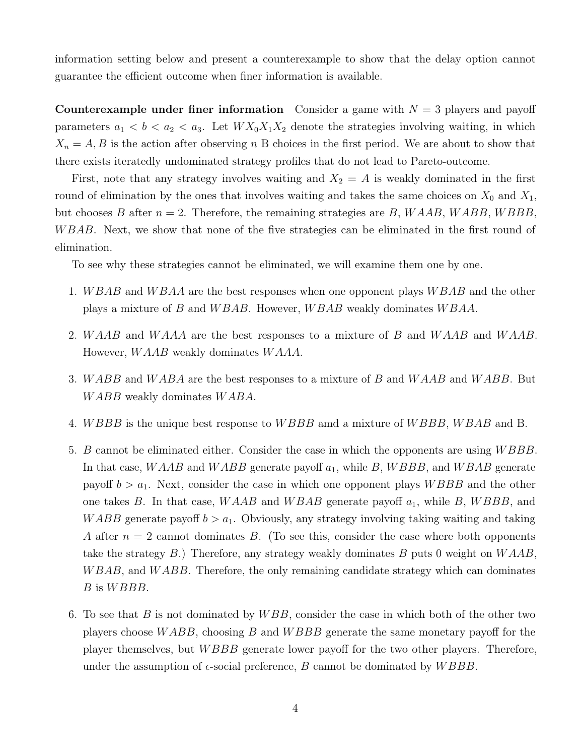information setting below and present a counterexample to show that the delay option cannot guarantee the efficient outcome when finer information is available.

**Counterexample under finer information** Consider a game with $N = 3$ players and payoff parameters $a_1 < b < a_2 < a_3$. Let $WX_0X_1X_2$ denote the strategies involving waiting, in which $X_n = A, B$ is the action after observing $n$ B choices in the first period. We are about to show that there exists iteratedly undominated strategy profiles that do not lead to Pareto-outcome.

First, note that any strategy involves waiting and $X_2 = A$ is weakly dominated in the first round of elimination by the ones that involves waiting and takes the same choices on $X_0$ and $X_1$, but chooses $B$ after $n = 2$. Therefore, the remaining strategies are $B$, $WAAB$, $WABB$, $WBBB$, $WBAB$. Next, we show that none of the five strategies can be eliminated in the first round of elimination.

To see why these strategies cannot be eliminated, we will examine them one by one.

1. $WBAB$ and $WBAA$ are the best responses when one opponent plays $WBAB$ and the other plays a mixture of $B$ and $WBAB$. However, $WBAB$ weakly dominates $WBAA$.
2. $WAAB$ and $WAAA$ are the best responses to a mixture of $B$ and $WAAB$ and $WAAB$. However, $WAAB$ weakly dominates $WAAA$.
3. $WABB$ and $WABA$ are the best responses to a mixture of $B$ and $WAAB$ and $WABB$. But $WABB$ weakly dominates $WABA$.
4. $WBBB$ is the unique best response to $WBBB$ amd a mixture of $WBBB$, $WBAB$ and B.
5. $B$ cannot be eliminated either. Consider the case in which the opponents are using $WBBB$. In that case, $WAAB$ and $WABB$ generate payoff $a_1$, while $B$, $WBBB$, and $WBAB$ generate payoff $b > a_1$. Next, consider the case in which one opponent plays $WBBB$ and the other one takes $B$. In that case, $WAAB$ and $WBAB$ generate payoff $a_1$, while $B$, $WBBB$, and $WABB$ generate payoff $b > a_1$. Obviously, any strategy involving taking waiting and taking $A$ after $n = 2$ cannot dominates $B$. (To see this, consider the case where both opponents take the strategy $B$.) Therefore, any strategy weakly dominates $B$ puts 0 weight on $WAAB$, $WBAB$, and $WABB$. Therefore, the only remaining candidate strategy which can dominates $B$ is $WBBB$.
6. To see that $B$ is not dominated by $WBB$, consider the case in which both of the other two players choose $WABB$, choosing $B$ and $WBBB$ generate the same monetary payoff for the player themselves, but $WBBB$ generate lower payoff for the two other players. Therefore, under the assumption of $\epsilon$-social preference, $B$ cannot be dominated by $WBBB$.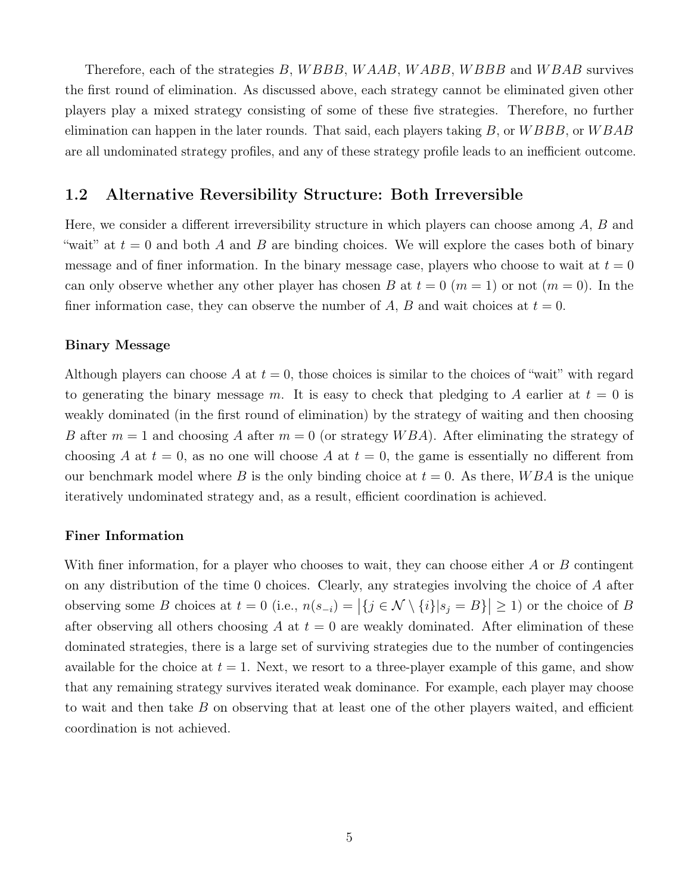Therefore, each of the strategies $B$, $WBBB$, $WAAB$, $WABB$, $WBBB$ and $WBAB$ survives the first round of elimination. As discussed above, each strategy cannot be eliminated given other players play a mixed strategy consisting of some of these five strategies. Therefore, no further elimination can happen in the later rounds. That said, each players taking $B$, or $WBBB$, or $WBAB$ are all undominated strategy profiles, and any of these strategy profile leads to an inefficient outcome.

## 1.2 Alternative Reversibility Structure: Both Irreversible

Here, we consider a different irreversibility structure in which players can choose among $A$, $B$ and "wait" at $t = 0$ and both $A$ and $B$ are binding choices. We will explore the cases both of binary message and of finer information. In the binary message case, players who choose to wait at $t = 0$ can only observe whether any other player has chosen $B$ at $t = 0$ ($m = 1$) or not ($m = 0$). In the finer information case, they can observe the number of $A$, $B$ and wait choices at $t = 0$.

**Binary Message**

Although players can choose $A$ at $t = 0$, those choices is similar to the choices of "wait" with regard to generating the binary message $m$. It is easy to check that pledging to $A$ earlier at $t = 0$ is weakly dominated (in the first round of elimination) by the strategy of waiting and then choosing $B$ after $m = 1$ and choosing $A$ after $m = 0$ (or strategy $WBA$). After eliminating the strategy of choosing $A$ at $t = 0$, as no one will choose $A$ at $t = 0$, the game is essentially no different from our benchmark model where $B$ is the only binding choice at $t = 0$. As there, $WBA$ is the unique iteratively undominated strategy and, as a result, efficient coordination is achieved.

**Finer Information**

With finer information, for a player who chooses to wait, they can choose either $A$ or $B$ contingent on any distribution of the time 0 choices. Clearly, any strategies involving the choice of $A$ after observing some $B$ choices at $t = 0$ (i.e., $n(s_{-i}) = \left|\{j \in \mathcal{N} \setminus \{i\} | s_j = B\}\right| \geq 1$) or the choice of $B$ after observing all others choosing $A$ at $t = 0$ are weakly dominated. After elimination of these dominated strategies, there is a large set of surviving strategies due to the number of contingencies available for the choice at $t = 1$. Next, we resort to a three-player example of this game, and show that any remaining strategy survives iterated weak dominance. For example, each player may choose to wait and then take $B$ on observing that at least one of the other players waited, and efficient coordination is not achieved.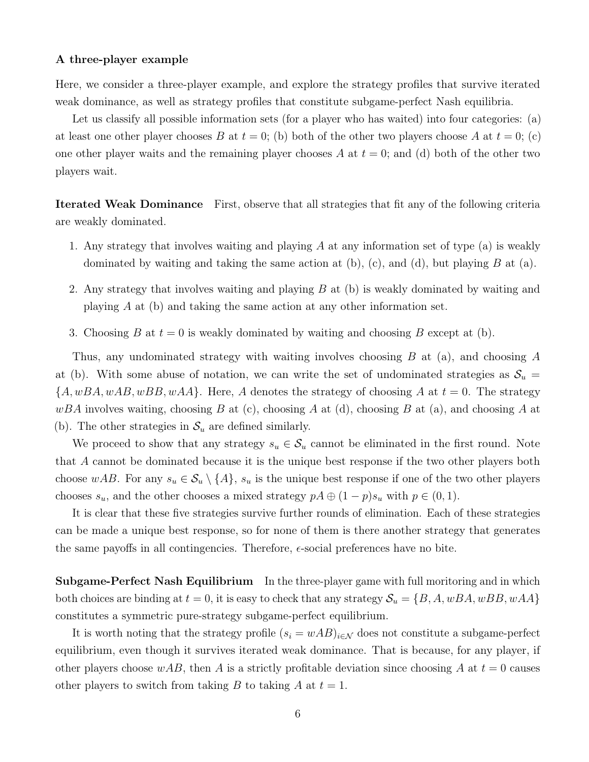**A three-player example**

Here, we consider a three-player example, and explore the strategy profiles that survive iterated weak dominance, as well as strategy profiles that constitute subgame-perfect Nash equilibria.

Let us classify all possible information sets (for a player who has waited) into four categories: (a) at least one other player chooses $B$ at $t = 0$; (b) both of the other two players choose $A$ at $t = 0$; (c) one other player waits and the remaining player chooses $A$ at $t = 0$; and (d) both of the other two players wait.

**Iterated Weak Dominance** First, observe that all strategies that fit any of the following criteria are weakly dominated.

1. Any strategy that involves waiting and playing $A$ at any information set of type (a) is weakly dominated by waiting and taking the same action at (b), (c), and (d), but playing $B$ at (a).
2. Any strategy that involves waiting and playing $B$ at (b) is weakly dominated by waiting and playing $A$ at (b) and taking the same action at any other information set.
3. Choosing $B$ at $t = 0$ is weakly dominated by waiting and choosing $B$ except at (b).

Thus, any undominated strategy with waiting involves choosing $B$ at (a), and choosing $A$ at (b). With some abuse of notation, we can write the set of undominated strategies as $\mathcal{S}_u = \{A, wBA, wAB, wBB, wAA\}$. Here, $A$ denotes the strategy of choosing $A$ at $t = 0$. The strategy $wBA$ involves waiting, choosing $B$ at (c), choosing $A$ at (d), choosing $B$ at (a), and choosing $A$ at (b). The other strategies in $\mathcal{S}_u$ are defined similarly.

We proceed to show that any strategy $s_u \in \mathcal{S}_u$ cannot be eliminated in the first round. Note that $A$ cannot be dominated because it is the unique best response if the two other players both choose $wAB$. For any $s_u \in \mathcal{S}_u \setminus \{A\}$, $s_u$ is the unique best response if one of the two other players chooses $s_u$, and the other chooses a mixed strategy $pA \oplus (1-p)s_u$ with $p \in (0, 1)$.

It is clear that these five strategies survive further rounds of elimination. Each of these strategies can be made a unique best response, so for none of them is there another strategy that generates the same payoffs in all contingencies. Therefore, $\epsilon$-social preferences have no bite.

**Subgame-Perfect Nash Equilibrium** In the three-player game with full moritoring and in which both choices are binding at $t = 0$, it is easy to check that any strategy $\mathcal{S}_u = \{B, A, wBA, wBB, wAA\}$ constitutes a symmetric pure-strategy subgame-perfect equilibrium.

It is worth noting that the strategy profile $(s_i = wAB)_{i \in \mathcal{N}}$ does not constitute a subgame-perfect equilibrium, even though it survives iterated weak dominance. That is because, for any player, if other players choose $wAB$, then $A$ is a strictly profitable deviation since choosing $A$ at $t = 0$ causes other players to switch from taking $B$ to taking $A$ at $t = 1$.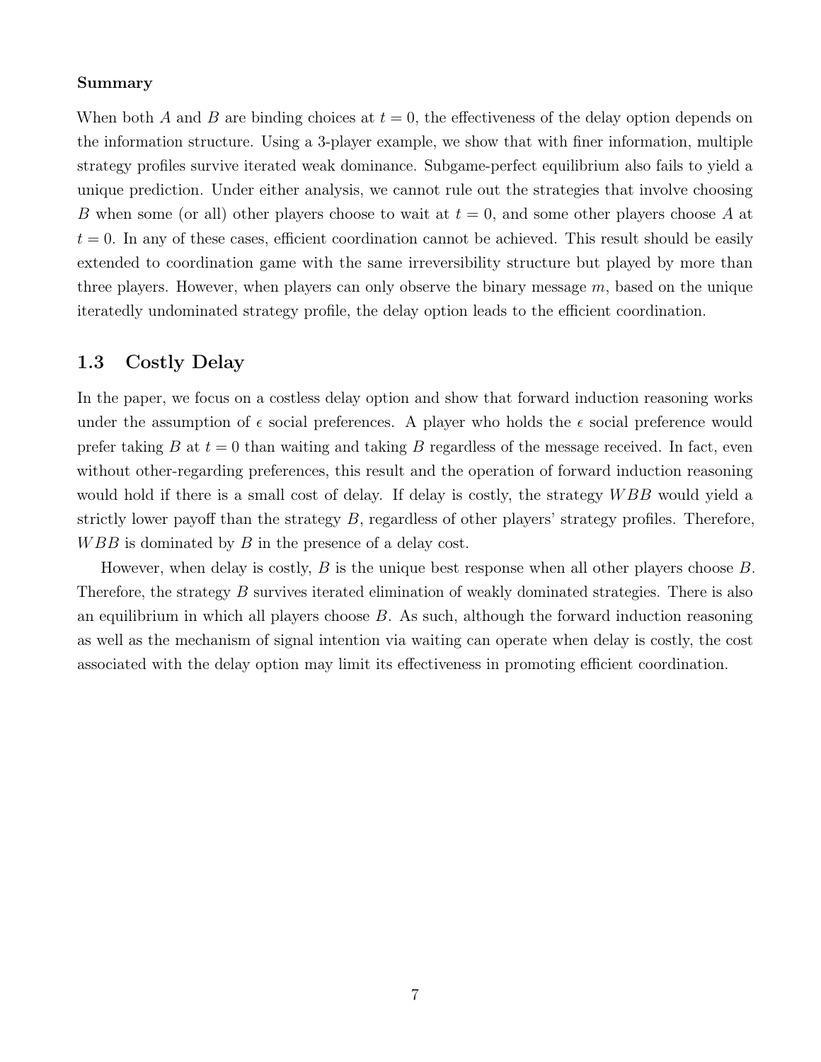**Summary**

When both $A$ and $B$ are binding choices at $t = 0$, the effectiveness of the delay option depends on the information structure. Using a 3-player example, we show that with finer information, multiple strategy profiles survive iterated weak dominance. Subgame-perfect equilibrium also fails to yield a unique prediction. Under either analysis, we cannot rule out the strategies that involve choosing $B$ when some (or all) other players choose to wait at $t = 0$, and some other players choose $A$ at $t = 0$. In any of these cases, efficient coordination cannot be achieved. This result should be easily extended to coordination game with the same irreversibility structure but played by more than three players. However, when players can only observe the binary message $m$, based on the unique iteratedly undominated strategy profile, the delay option leads to the efficient coordination.

## 1.3 Costly Delay

In the paper, we focus on a costless delay option and show that forward induction reasoning works under the assumption of $\epsilon$ social preferences. A player who holds the $\epsilon$ social preference would prefer taking $B$ at $t = 0$ than waiting and taking $B$ regardless of the message received. In fact, even without other-regarding preferences, this result and the operation of forward induction reasoning would hold if there is a small cost of delay. If delay is costly, the strategy $WBB$ would yield a strictly lower payoff than the strategy $B$, regardless of other players' strategy profiles. Therefore, $WBB$ is dominated by $B$ in the presence of a delay cost.

However, when delay is costly, $B$ is the unique best response when all other players choose $B$. Therefore, the strategy $B$ survives iterated elimination of weakly dominated strategies. There is also an equilibrium in which all players choose $B$. As such, although the forward induction reasoning as well as the mechanism of signal intention via waiting can operate when delay is costly, the cost associated with the delay option may limit its effectiveness in promoting efficient coordination.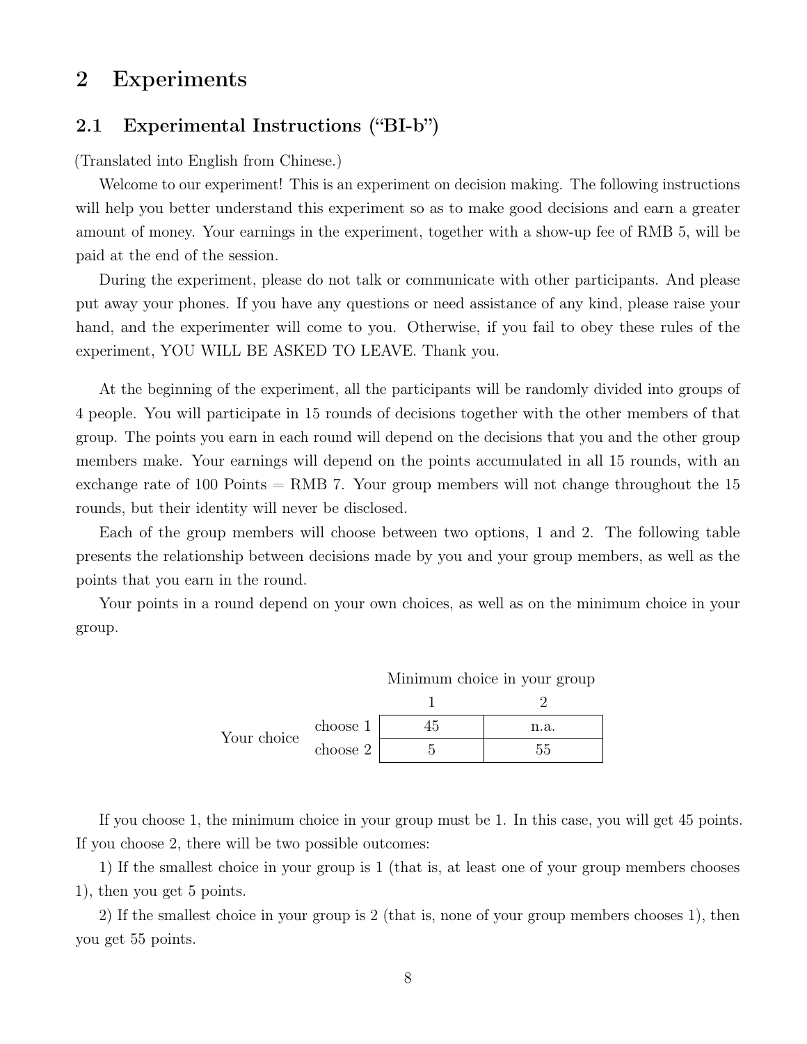# 2 Experiments

## 2.1 Experimental Instructions ("BI-b")

(Translated into English from Chinese.)

Welcome to our experiment! This is an experiment on decision making. The following instructions will help you better understand this experiment so as to make good decisions and earn a greater amount of money. Your earnings in the experiment, together with a show-up fee of RMB 5, will be paid at the end of the session.

During the experiment, please do not talk or communicate with other participants. And please put away your phones. If you have any questions or need assistance of any kind, please raise your hand, and the experimenter will come to you. Otherwise, if you fail to obey these rules of the experiment, YOU WILL BE ASKED TO LEAVE. Thank you.

At the beginning of the experiment, all the participants will be randomly divided into groups of 4 people. You will participate in 15 rounds of decisions together with the other members of that group. The points you earn in each round will depend on the decisions that you and the other group members make. Your earnings will depend on the points accumulated in all 15 rounds, with an exchange rate of 100 Points = RMB 7. Your group members will not change throughout the 15 rounds, but their identity will never be disclosed.

Each of the group members will choose between two options, 1 and 2. The following table presents the relationship between decisions made by you and your group members, as well as the points that you earn in the round.

Your points in a round depend on your own choices, as well as on the minimum choice in your group.

| | | Minimum choice in your group | |
|---|---|---|---|
| | | 1 | 2 |
| Your choice | choose 1 | 45 | n.a. |
| | choose 2 | 5 | 55 |

If you choose 1, the minimum choice in your group must be 1. In this case, you will get 45 points. If you choose 2, there will be two possible outcomes:

1) If the smallest choice in your group is 1 (that is, at least one of your group members chooses 1), then you get 5 points.

2) If the smallest choice in your group is 2 (that is, none of your group members chooses 1), then you get 55 points.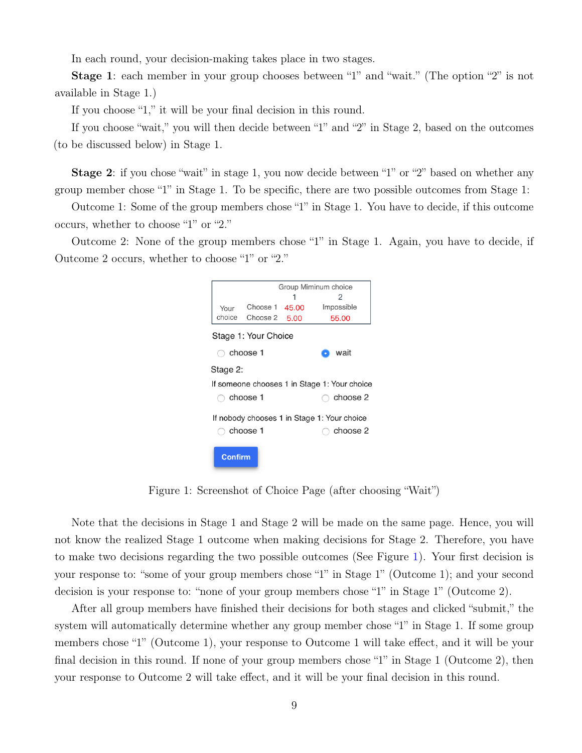In each round, your decision-making takes place in two stages.

**Stage 1**: each member in your group chooses between "1" and "wait." (The option "2" is not available in Stage 1.)

If you choose "1," it will be your final decision in this round.

If you choose "wait," you will then decide between "1" and "2" in Stage 2, based on the outcomes (to be discussed below) in Stage 1.

**Stage 2**: if you chose "wait" in stage 1, you now decide between "1" or "2" based on whether any group member chose "1" in Stage 1. To be specific, there are two possible outcomes from Stage 1:

Outcome 1: Some of the group members chose "1" in Stage 1. You have to decide, if this outcome occurs, whether to choose "1" or "2."

Outcome 2: None of the group members chose "1" in Stage 1. Again, you have to decide, if Outcome 2 occurs, whether to choose "1" or "2."

| | | Group Miminum choice | |
|---|---|---|---|
| | | 1 | 2 |
| Your choice | Choose 1 | 45.00 | Impossible |
| | Choose 2 | 5.00 | 55.00 |

Stage 1: Your Choice

○ choose 1 ● wait

Stage 2:

If someone chooses 1 in Stage 1: Your choice

○ choose 1 ○ choose 2

If nobody chooses 1 in Stage 1: Your choice

○ choose 1 ○ choose 2

Confirm

Figure 1: Screenshot of Choice Page (after choosing "Wait")

Note that the decisions in Stage 1 and Stage 2 will be made on the same page. Hence, you will not know the realized Stage 1 outcome when making decisions for Stage 2. Therefore, you have to make two decisions regarding the two possible outcomes (See Figure 1). Your first decision is your response to: "some of your group members chose "1" in Stage 1" (Outcome 1); and your second decision is your response to: "none of your group members chose "1" in Stage 1" (Outcome 2).

After all group members have finished their decisions for both stages and clicked "submit," the system will automatically determine whether any group member chose "1" in Stage 1. If some group members chose "1" (Outcome 1), your response to Outcome 1 will take effect, and it will be your final decision in this round. If none of your group members chose "1" in Stage 1 (Outcome 2), then your response to Outcome 2 will take effect, and it will be your final decision in this round.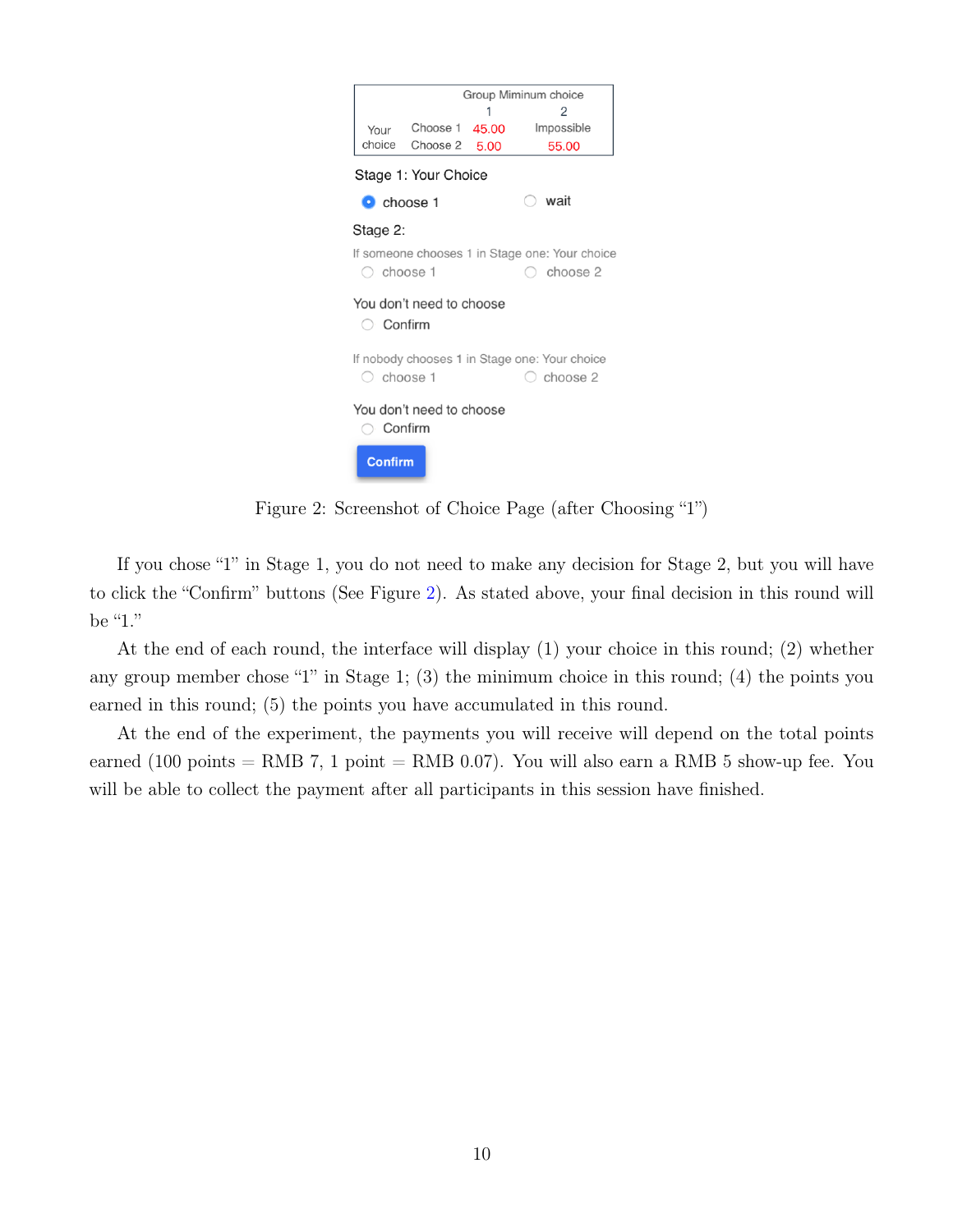| | | Group Miminum choice | |
|---|---|---|---|
| | | 1 | 2 |
| Your choice | Choose 1 | 45.00 | Impossible |
| | Choose 2 | 5.00 | 55.00 |

Stage 1: Your Choice

choose 1 wait

Stage 2:

If someone chooses 1 in Stage one: Your choice

choose 1 choose 2

You don't need to choose

Confirm

If nobody chooses 1 in Stage one: Your choice

choose 1 choose 2

You don't need to choose

Confirm

Confirm

Figure 2: Screenshot of Choice Page (after Choosing "1")

If you chose "1" in Stage 1, you do not need to make any decision for Stage 2, but you will have to click the "Confirm" buttons (See Figure 2). As stated above, your final decision in this round will be "1."

At the end of each round, the interface will display (1) your choice in this round; (2) whether any group member chose "1" in Stage 1; (3) the minimum choice in this round; (4) the points you earned in this round; (5) the points you have accumulated in this round.

At the end of the experiment, the payments you will receive will depend on the total points earned (100 points = RMB 7, 1 point = RMB 0.07). You will also earn a RMB 5 show-up fee. You will be able to collect the payment after all participants in this session have finished.